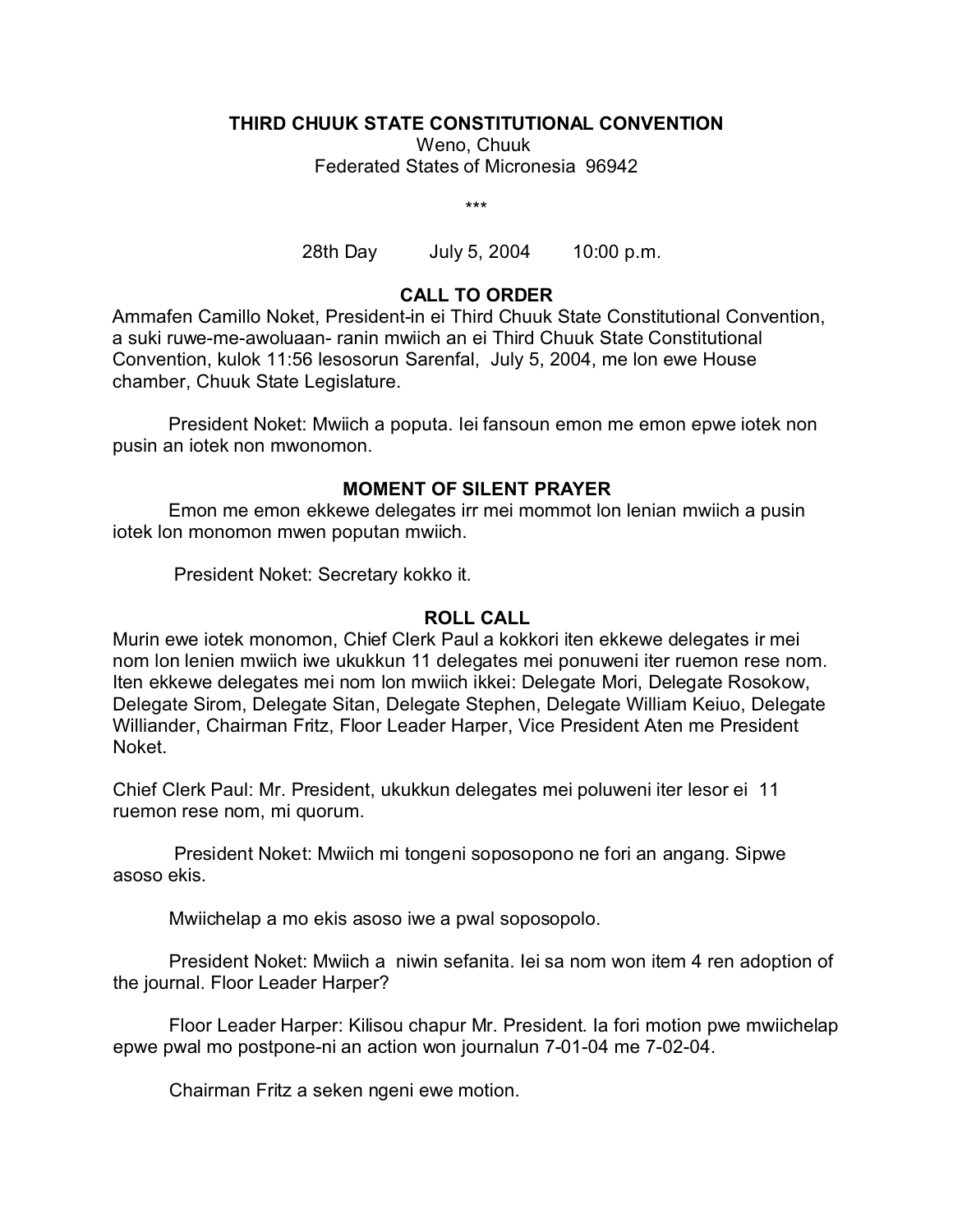**THIRD CHUUK STATE CONSTITUTIONAL CONVENTION**
Weno, Chuuk
Federated States of Micronesia 96942

\*\*\*

28th Day July 5, 2004 10:00 p.m.

## CALL TO ORDER

Ammafen Camillo Noket, President-in ei Third Chuuk State Constitutional Convention, a suki ruwe-me-awoluaan- ranin mwiich an ei Third Chuuk State Constitutional Convention, kulok 11:56 lesosorun Sarenfal, July 5, 2004, me lon ewe House chamber, Chuuk State Legislature.

President Noket: Mwiich a poputa. Iei fansoun emon me emon epwe iotek non pusin an iotek non mwonomon.

## MOMENT OF SILENT PRAYER

Emon me emon ekkewe delegates irr mei mommot lon lenian mwiich a pusin iotek lon monomon mwen poputan mwiich.

President Noket: Secretary kokko it.

## ROLL CALL

Murin ewe iotek monomon, Chief Clerk Paul a kokkori iten ekkewe delegates ir mei nom lon lenien mwiich iwe ukukkun 11 delegates mei ponuweni iter ruemon rese nom. Iten ekkewe delegates mei nom lon mwiich ikkei: Delegate Mori, Delegate Rosokow, Delegate Sirom, Delegate Sitan, Delegate Stephen, Delegate William Keiuo, Delegate Williander, Chairman Fritz, Floor Leader Harper, Vice President Aten me President Noket.

Chief Clerk Paul: Mr. President, ukukkun delegates mei poluweni iter lesor ei 11 ruemon rese nom, mi quorum.

President Noket: Mwiich mi tongeni soposopono ne fori an angang. Sipwe asoso ekis.

Mwiichelap a mo ekis asoso iwe a pwal soposopolo.

President Noket: Mwiich a niwin sefanita. Iei sa nom won item 4 ren adoption of the journal. Floor Leader Harper?

Floor Leader Harper: Kilisou chapur Mr. President. Ia fori motion pwe mwiichelap epwe pwal mo postpone-ni an action won journalun 7-01-04 me 7-02-04.

Chairman Fritz a seken ngeni ewe motion.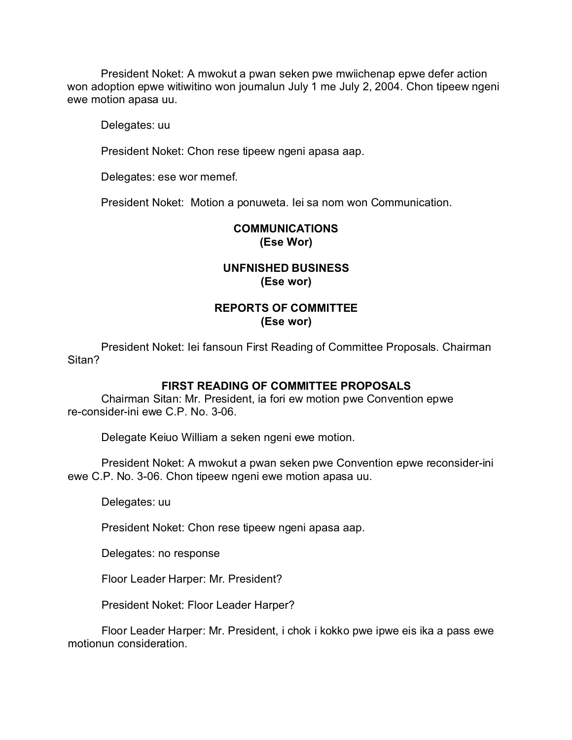President Noket: A mwokut a pwan seken pwe mwiichenap epwe defer action won adoption epwe witiwitino won journalun July 1 me July 2, 2004. Chon tipeew ngeni ewe motion apasa uu.

Delegates: uu

President Noket: Chon rese tipeew ngeni apasa aap.

Delegates: ese wor memef.

President Noket: Motion a ponuweta. Iei sa nom won Communication.

**COMMUNICATIONS**
**(Ese Wor)**

**UNFNISHED BUSINESS**
**(Ese wor)**

**REPORTS OF COMMITTEE**
**(Ese wor)**

President Noket: Iei fansoun First Reading of Committee Proposals. Chairman Sitan?

**FIRST READING OF COMMITTEE PROPOSALS**

Chairman Sitan: Mr. President, ia fori ew motion pwe Convention epwe re-consider-ini ewe C.P. No. 3-06.

Delegate Keiuo William a seken ngeni ewe motion.

President Noket: A mwokut a pwan seken pwe Convention epwe reconsider-ini ewe C.P. No. 3-06. Chon tipeew ngeni ewe motion apasa uu.

Delegates: uu

President Noket: Chon rese tipeew ngeni apasa aap.

Delegates: no response

Floor Leader Harper: Mr. President?

President Noket: Floor Leader Harper?

Floor Leader Harper: Mr. President, i chok i kokko pwe ipwe eis ika a pass ewe motionun consideration.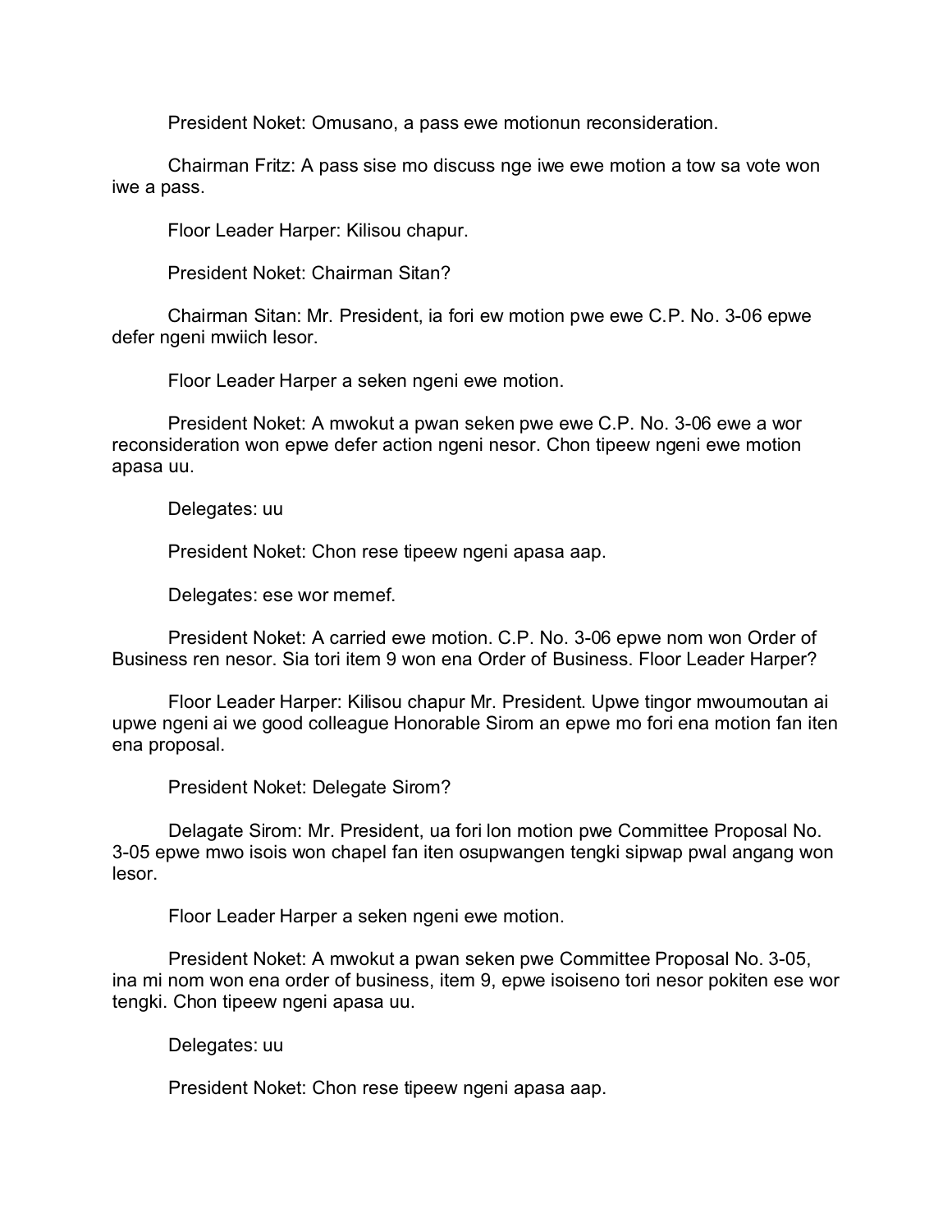President Noket: Omusano, a pass ewe motionun reconsideration.

Chairman Fritz: A pass sise mo discuss nge iwe ewe motion a tow sa vote won iwe a pass.

Floor Leader Harper: Kilisou chapur.

President Noket: Chairman Sitan?

Chairman Sitan: Mr. President, ia fori ew motion pwe ewe C.P. No. 3-06 epwe defer ngeni mwiich lesor.

Floor Leader Harper a seken ngeni ewe motion.

President Noket: A mwokut a pwan seken pwe ewe C.P. No. 3-06 ewe a wor reconsideration won epwe defer action ngeni nesor. Chon tipeew ngeni ewe motion apasa uu.

Delegates: uu

President Noket: Chon rese tipeew ngeni apasa aap.

Delegates: ese wor memef.

President Noket: A carried ewe motion. C.P. No. 3-06 epwe nom won Order of Business ren nesor. Sia tori item 9 won ena Order of Business. Floor Leader Harper?

Floor Leader Harper: Kilisou chapur Mr. President. Upwe tingor mwoumoutan ai upwe ngeni ai we good colleague Honorable Sirom an epwe mo fori ena motion fan iten ena proposal.

President Noket: Delegate Sirom?

Delagate Sirom: Mr. President, ua fori lon motion pwe Committee Proposal No. 3-05 epwe mwo isois won chapel fan iten osupwangen tengki sipwap pwal angang won lesor.

Floor Leader Harper a seken ngeni ewe motion.

President Noket: A mwokut a pwan seken pwe Committee Proposal No. 3-05, ina mi nom won ena order of business, item 9, epwe isoiseno tori nesor pokiten ese wor tengki. Chon tipeew ngeni apasa uu.

Delegates: uu

President Noket: Chon rese tipeew ngeni apasa aap.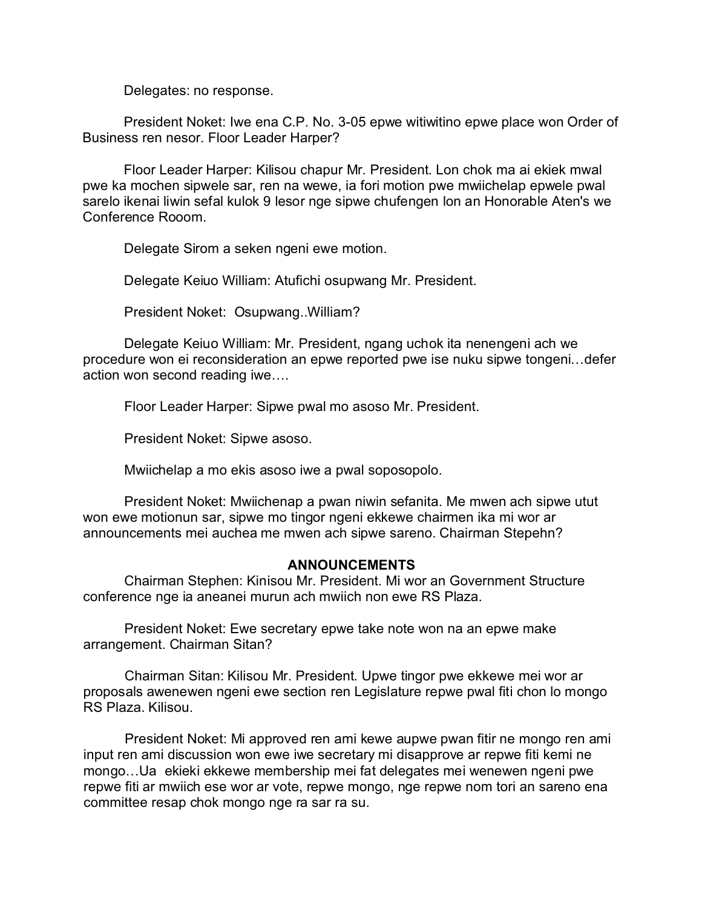Delegates: no response.

President Noket: Iwe ena C.P. No. 3-05 epwe witiwitino epwe place won Order of Business ren nesor. Floor Leader Harper?

Floor Leader Harper: Kilisou chapur Mr. President. Lon chok ma ai ekiek mwal pwe ka mochen sipwele sar, ren na wewe, ia fori motion pwe mwiichelap epwele pwal sarelo ikenai liwin sefal kulok 9 lesor nge sipwe chufengen lon an Honorable Aten's we Conference Rooom.

Delegate Sirom a seken ngeni ewe motion.

Delegate Keiuo William: Atufichi osupwang Mr. President.

President Noket: Osupwang..William?

Delegate Keiuo William: Mr. President, ngang uchok ita nenengeni ach we procedure won ei reconsideration an epwe reported pwe ise nuku sipwe tongeni…defer action won second reading iwe….

Floor Leader Harper: Sipwe pwal mo asoso Mr. President.

President Noket: Sipwe asoso.

Mwiichelap a mo ekis asoso iwe a pwal soposopolo.

President Noket: Mwiichenap a pwan niwin sefanita. Me mwen ach sipwe utut won ewe motionun sar, sipwe mo tingor ngeni ekkewe chairmen ika mi wor ar announcements mei auchea me mwen ach sipwe sareno. Chairman Stepehn?

## ANNOUNCEMENTS

Chairman Stephen: Kinisou Mr. President. Mi wor an Government Structure conference nge ia aneanei murun ach mwiich non ewe RS Plaza.

President Noket: Ewe secretary epwe take note won na an epwe make arrangement. Chairman Sitan?

Chairman Sitan: Kilisou Mr. President. Upwe tingor pwe ekkewe mei wor ar proposals awenewen ngeni ewe section ren Legislature repwe pwal fiti chon lo mongo RS Plaza. Kilisou.

President Noket: Mi approved ren ami kewe aupwe pwan fitir ne mongo ren ami input ren ami discussion won ewe iwe secretary mi disapprove ar repwe fiti kemi ne mongo…Ua ekieki ekkewe membership mei fat delegates mei wenewen ngeni pwe repwe fiti ar mwiich ese wor ar vote, repwe mongo, nge repwe nom tori an sareno ena committee resap chok mongo nge ra sar ra su.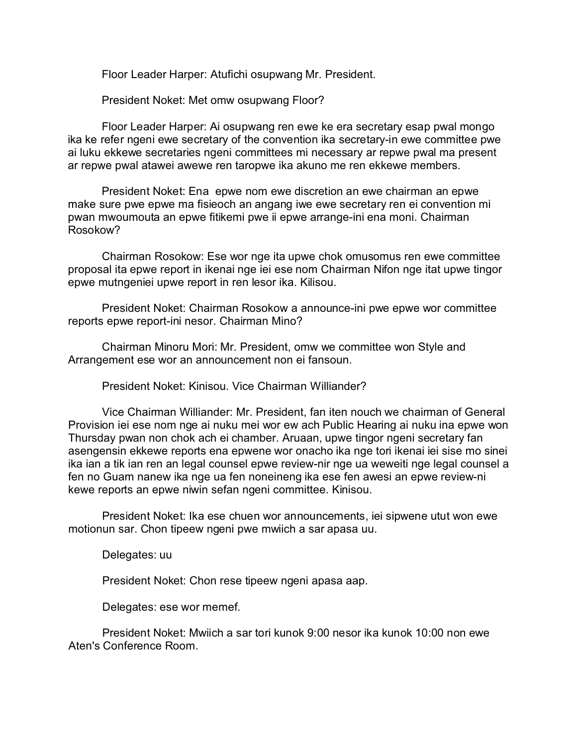Floor Leader Harper: Atufichi osupwang Mr. President.

President Noket: Met omw osupwang Floor?

Floor Leader Harper: Ai osupwang ren ewe ke era secretary esap pwal mongo ika ke refer ngeni ewe secretary of the convention ika secretary-in ewe committee pwe ai luku ekkewe secretaries ngeni committees mi necessary ar repwe pwal ma present ar repwe pwal atawei awewe ren taropwe ika akuno me ren ekkewe members.

President Noket: Ena epwe nom ewe discretion an ewe chairman an epwe make sure pwe epwe ma fisieoch an angang iwe ewe secretary ren ei convention mi pwan mwoumouta an epwe fitikemi pwe ii epwe arrange-ini ena moni. Chairman Rosokow?

Chairman Rosokow: Ese wor nge ita upwe chok omusomus ren ewe committee proposal ita epwe report in ikenai nge iei ese nom Chairman Nifon nge itat upwe tingor epwe mutngeniei upwe report in ren lesor ika. Kilisou.

President Noket: Chairman Rosokow a announce-ini pwe epwe wor committee reports epwe report-ini nesor. Chairman Mino?

Chairman Minoru Mori: Mr. President, omw we committee won Style and Arrangement ese wor an announcement non ei fansoun.

President Noket: Kinisou. Vice Chairman Williander?

Vice Chairman Williander: Mr. President, fan iten nouch we chairman of General Provision iei ese nom nge ai nuku mei wor ew ach Public Hearing ai nuku ina epwe won Thursday pwan non chok ach ei chamber. Aruaan, upwe tingor ngeni secretary fan asengensin ekkewe reports ena epwene wor onacho ika nge tori ikenai iei sise mo sinei ika ian a tik ian ren an legal counsel epwe review-nir nge ua weweiti nge legal counsel a fen no Guam nanew ika nge ua fen noneineng ika ese fen awesi an epwe review-ni kewe reports an epwe niwin sefan ngeni committee. Kinisou.

President Noket: Ika ese chuen wor announcements, iei sipwene utut won ewe motionun sar. Chon tipeew ngeni pwe mwiich a sar apasa uu.

Delegates: uu

President Noket: Chon rese tipeew ngeni apasa aap.

Delegates: ese wor memef.

President Noket: Mwiich a sar tori kunok 9:00 nesor ika kunok 10:00 non ewe Aten's Conference Room.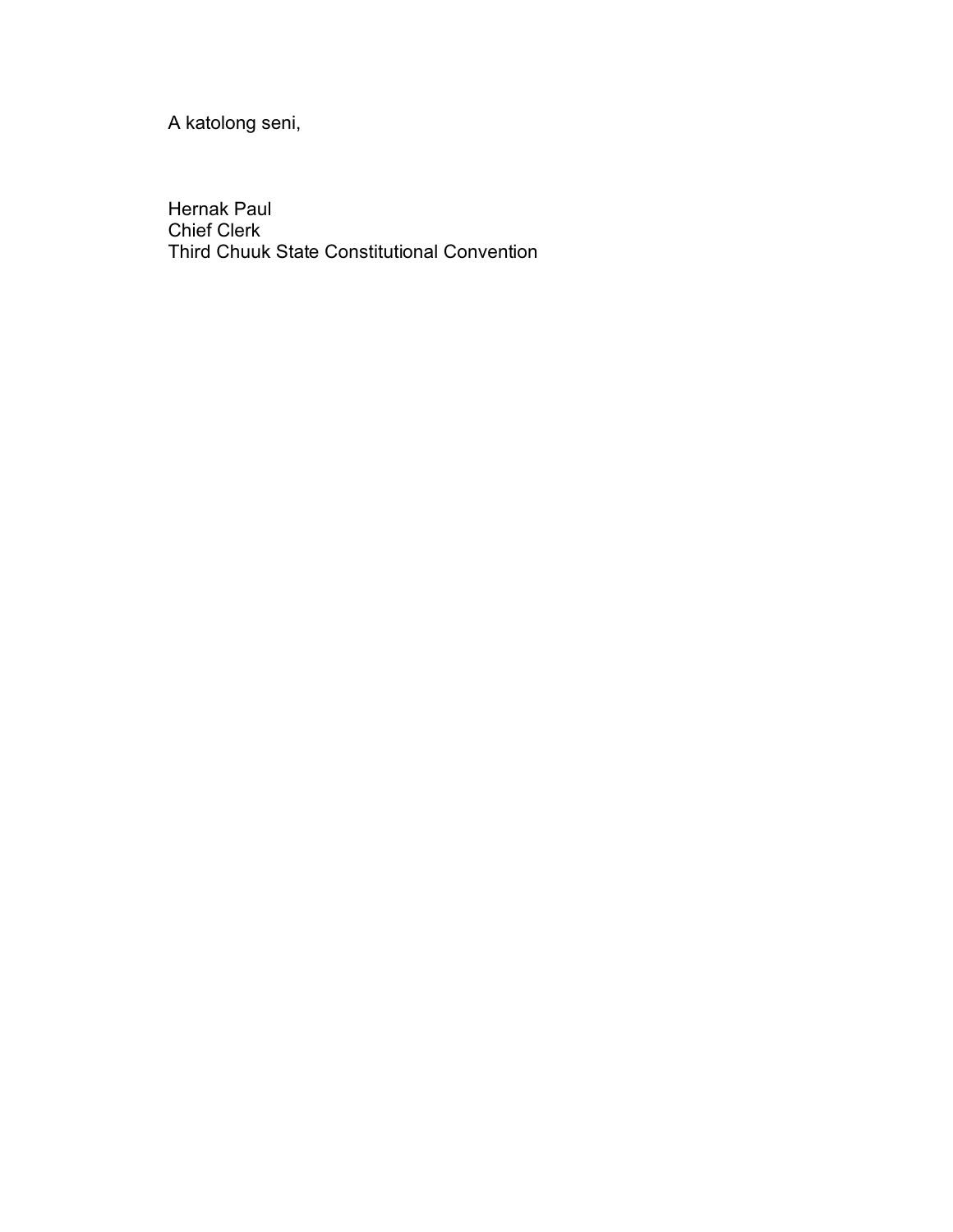A katolong seni,

Hernak Paul
Chief Clerk
Third Chuuk State Constitutional Convention